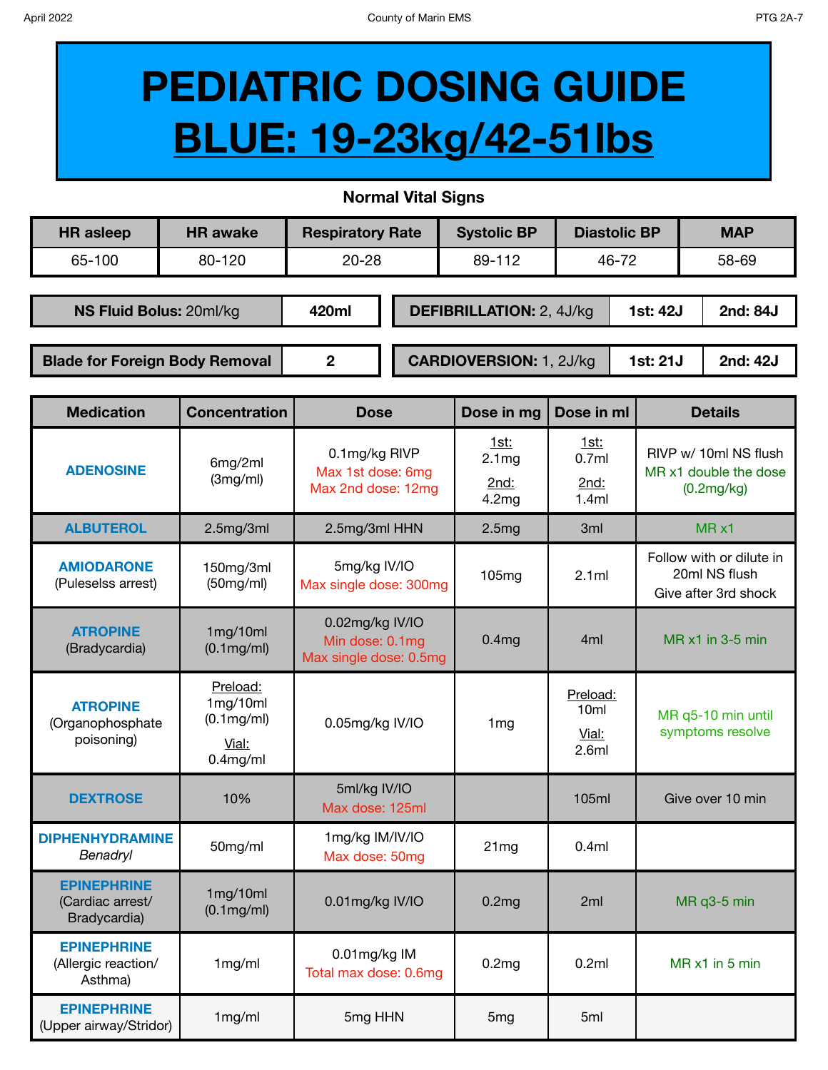# PEDIATRIC DOSING GUIDE

# BLUE: 19-23kg/42-51lbs

### Normal Vital Signs

| HR asleep | HR awake | Respiratory Rate | Systolic BP | Diastolic BP | MAP |
|---|---|---|---|---|---|
| 65-100 | 80-120 | 20-28 | 89-112 | 46-72 | 58-69 |

| **NS Fluid Bolus:** 20ml/kg | **420ml** |
|---|---|
| **Blade for Foreign Body Removal** | **2** |

| **DEFIBRILLATION:** 2, 4J/kg | **1st: 42J** | **2nd: 84J** |
|---|---|---|
| **CARDIOVERSION:** 1, 2J/kg | **1st: 21J** | **2nd: 42J** |

| Medication | Concentration | Dose | Dose in mg | Dose in ml | Details |
|---|---|---|---|---|---|
| **ADENOSINE** | 6mg/2ml (3mg/ml) | 0.1mg/kg RIVP<br>Max 1st dose: 6mg<br>Max 2nd dose: 12mg | 1st: 2.1mg<br>2nd: 4.2mg | 1st: 0.7ml<br>2nd: 1.4ml | RIVP w/ 10ml NS flush<br>MR x1 double the dose (0.2mg/kg) |
| **ALBUTEROL** | 2.5mg/3ml | 2.5mg/3ml HHN | 2.5mg | 3ml | MR x1 |
| **AMIODARONE** (Puleselss arrest) | 150mg/3ml (50mg/ml) | 5mg/kg IV/IO<br>Max single dose: 300mg | 105mg | 2.1ml | Follow with or dilute in 20ml NS flush<br>Give after 3rd shock |
| **ATROPINE** (Bradycardia) | 1mg/10ml (0.1mg/ml) | 0.02mg/kg IV/IO<br>Min dose: 0.1mg<br>Max single dose: 0.5mg | 0.4mg | 4ml | MR x1 in 3-5 min |
| **ATROPINE** (Organophosphate poisoning) | Preload: 1mg/10ml (0.1mg/ml)<br>Vial: 0.4mg/ml | 0.05mg/kg IV/IO | 1mg | Preload: 10ml<br>Vial: 2.6ml | MR q5-10 min until symptoms resolve |
| **DEXTROSE** | 10% | 5ml/kg IV/IO<br>Max dose: 125ml | | 105ml | Give over 10 min |
| **DIPHENHYDRAMINE** *Benadryl* | 50mg/ml | 1mg/kg IM/IV/IO<br>Max dose: 50mg | 21mg | 0.4ml | |
| **EPINEPHRINE** (Cardiac arrest/ Bradycardia) | 1mg/10ml (0.1mg/ml) | 0.01mg/kg IV/IO | 0.2mg | 2ml | MR q3-5 min |
| **EPINEPHRINE** (Allergic reaction/ Asthma) | 1mg/ml | 0.01mg/kg IM<br>Total max dose: 0.6mg | 0.2mg | 0.2ml | MR x1 in 5 min |
| **EPINEPHRINE** (Upper airway/Stridor) | 1mg/ml | 5mg HHN | 5mg | 5ml | |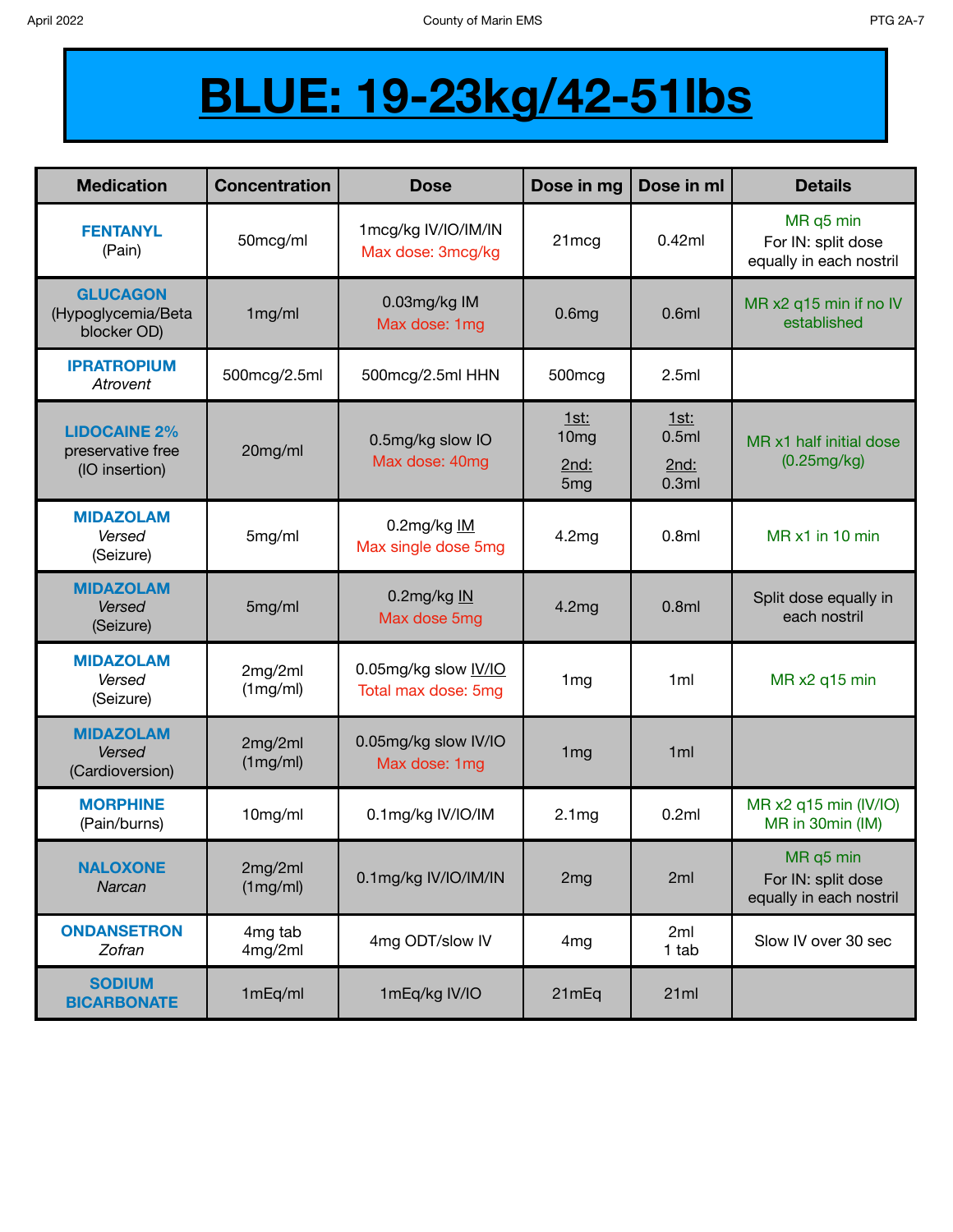# BLUE: 19-23kg/42-51lbs

| Medication | Concentration | Dose | Dose in mg | Dose in ml | Details |
|---|---|---|---|---|---|
| **FENTANYL** (Pain) | 50mcg/ml | 1mcg/kg IV/IO/IM/IN Max dose: 3mcg/kg | 21mcg | 0.42ml | MR q5 min For IN: split dose equally in each nostril |
| **GLUCAGON** (Hypoglycemia/Beta blocker OD) | 1mg/ml | 0.03mg/kg IM Max dose: 1mg | 0.6mg | 0.6ml | MR x2 q15 min if no IV established |
| **IPRATROPIUM** *Atrovent* | 500mcg/2.5ml | 500mcg/2.5ml HHN | 500mcg | 2.5ml | |
| **LIDOCAINE 2%** preservative free (IO insertion) | 20mg/ml | 0.5mg/kg slow IO Max dose: 40mg | 1st: 10mg 2nd: 5mg | 1st: 0.5ml 2nd: 0.3ml | MR x1 half initial dose (0.25mg/kg) |
| **MIDAZOLAM** *Versed* (Seizure) | 5mg/ml | 0.2mg/kg IM Max single dose 5mg | 4.2mg | 0.8ml | MR x1 in 10 min |
| **MIDAZOLAM** *Versed* (Seizure) | 5mg/ml | 0.2mg/kg IN Max dose 5mg | 4.2mg | 0.8ml | Split dose equally in each nostril |
| **MIDAZOLAM** *Versed* (Seizure) | 2mg/2ml (1mg/ml) | 0.05mg/kg slow IV/IO Total max dose: 5mg | 1mg | 1ml | MR x2 q15 min |
| **MIDAZOLAM** *Versed* (Cardioversion) | 2mg/2ml (1mg/ml) | 0.05mg/kg slow IV/IO Max dose: 1mg | 1mg | 1ml | |
| **MORPHINE** (Pain/burns) | 10mg/ml | 0.1mg/kg IV/IO/IM | 2.1mg | 0.2ml | MR x2 q15 min (IV/IO) MR in 30min (IM) |
| **NALOXONE** *Narcan* | 2mg/2ml (1mg/ml) | 0.1mg/kg IV/IO/IM/IN | 2mg | 2ml | MR q5 min For IN: split dose equally in each nostril |
| **ONDANSETRON** *Zofran* | 4mg tab 4mg/2ml | 4mg ODT/slow IV | 4mg | 2ml 1 tab | Slow IV over 30 sec |
| **SODIUM BICARBONATE** | 1mEq/ml | 1mEq/kg IV/IO | 21mEq | 21ml | |